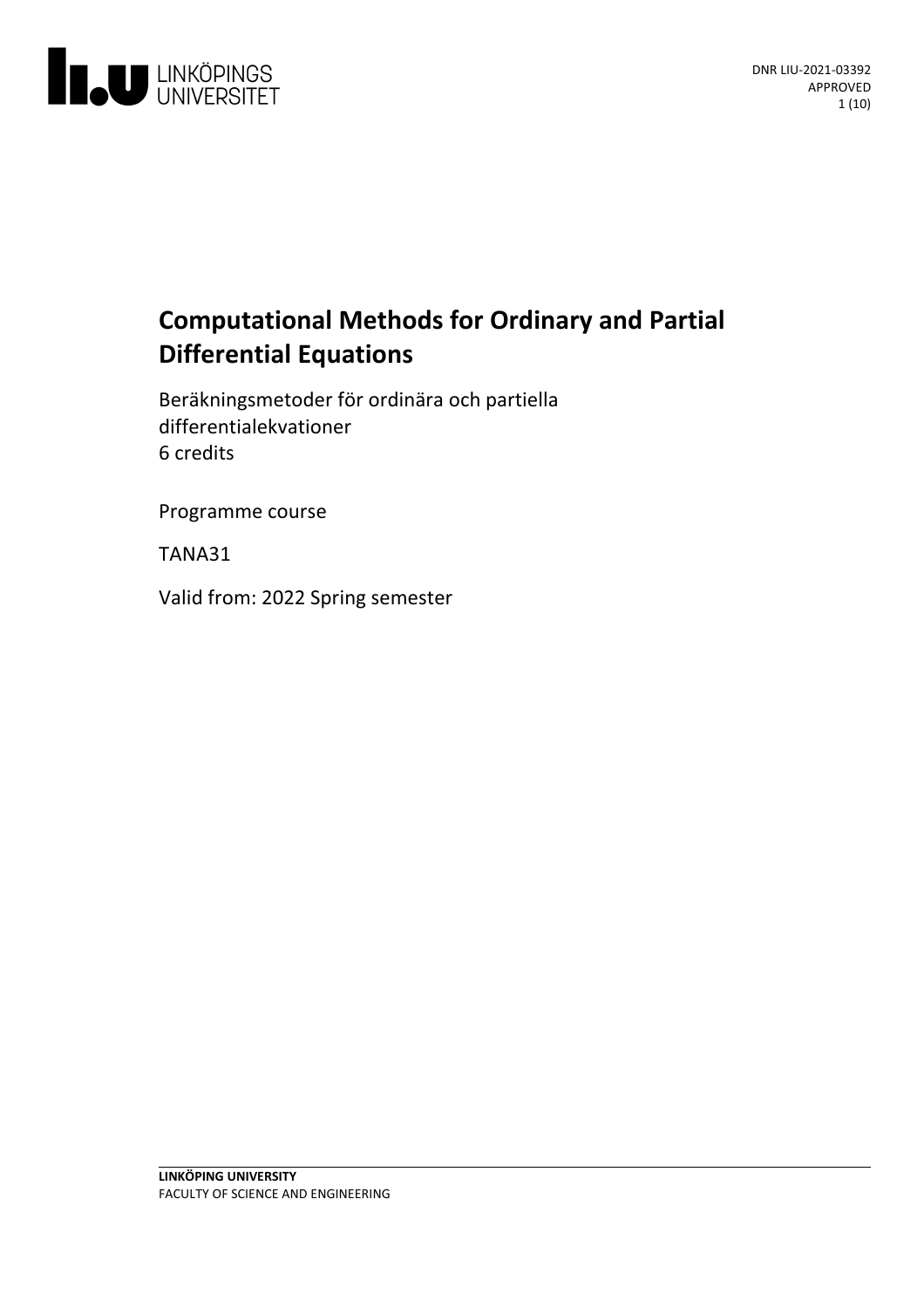DNR LIU-2021-03392
APPROVED

# Computational Methods for Ordinary and Partial Differential Equations

Beräkningsmetoder för ordinära och partiella differentialekvationer
6 credits

Programme course

TANA31

Valid from: 2022 Spring semester

**LINKÖPING UNIVERSITY**
FACULTY OF SCIENCE AND ENGINEERING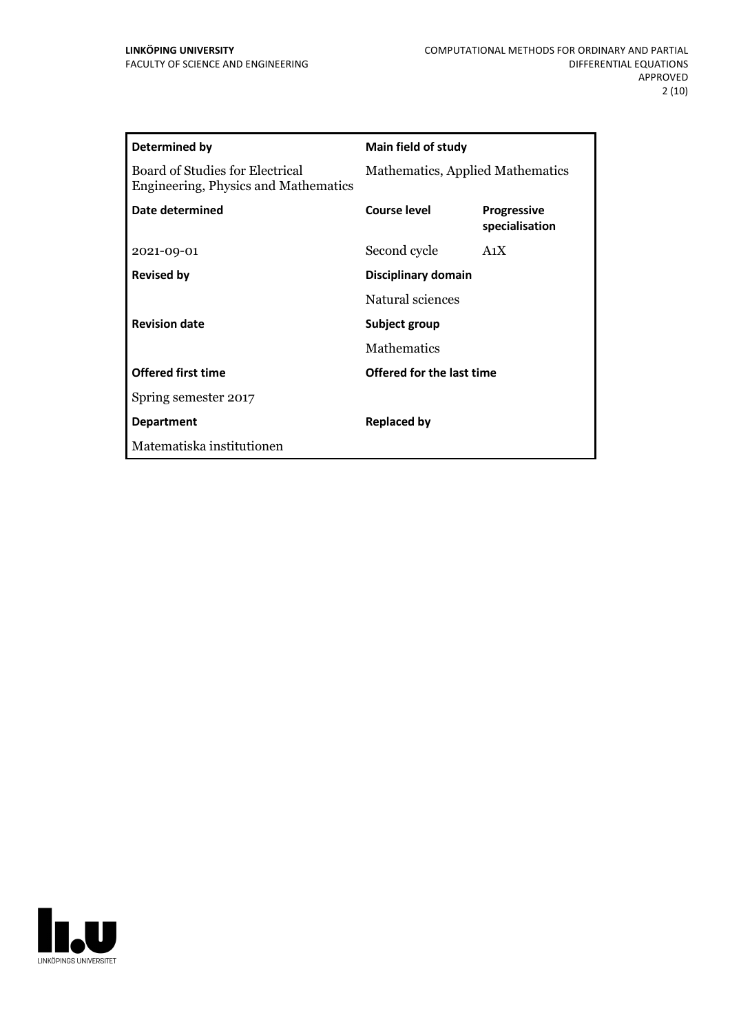| **Determined by** | **Main field of study** | |
|---|---|---|
| Board of Studies for Electrical Engineering, Physics and Mathematics | Mathematics, Applied Mathematics | |
| **Date determined** | **Course level** | **Progressive specialisation** |
| 2021-09-01 | Second cycle | A1X |
| **Revised by** | **Disciplinary domain** | |
| | Natural sciences | |
| **Revision date** | **Subject group** | |
| | Mathematics | |
| **Offered first time** | **Offered for the last time** | |
| Spring semester 2017 | | |
| **Department** | **Replaced by** | |
| Matematiska institutionen | | |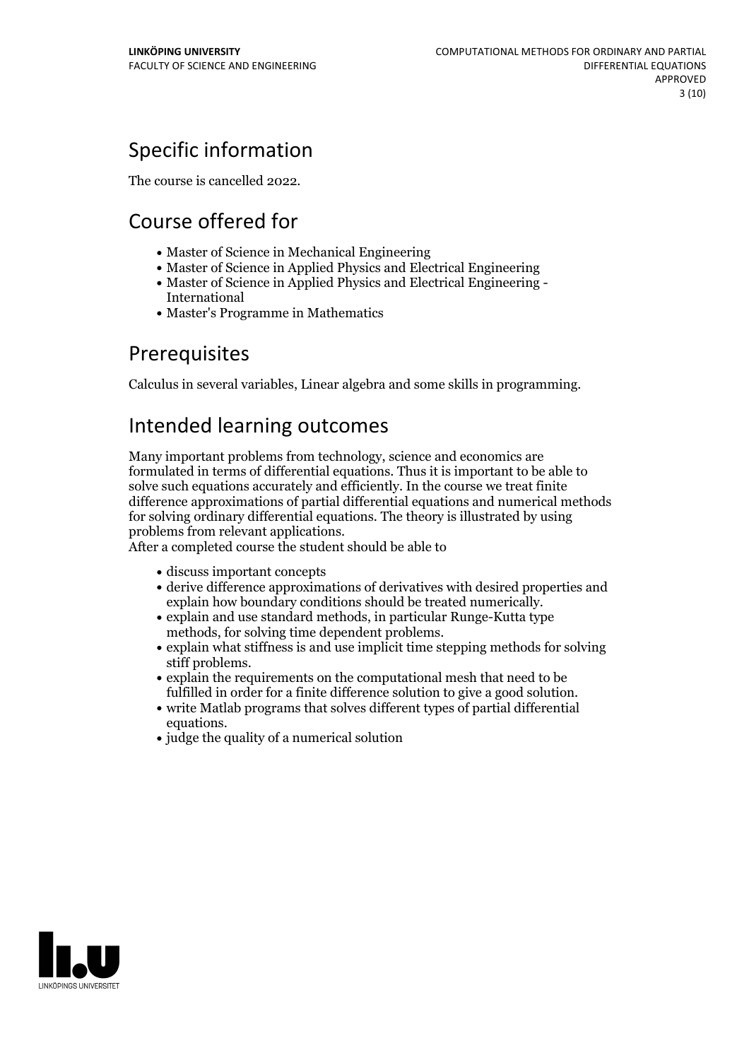## Specific information

The course is cancelled 2022.

## Course offered for

- Master of Science in Mechanical Engineering
- Master of Science in Applied Physics and Electrical Engineering
- Master of Science in Applied Physics and Electrical Engineering - International
- Master's Programme in Mathematics

## Prerequisites

Calculus in several variables, Linear algebra and some skills in programming.

## Intended learning outcomes

Many important problems from technology, science and economics are formulated in terms of differential equations. Thus it is important to be able to solve such equations accurately and efficiently. In the course we treat finite difference approximations of partial differential equations and numerical methods for solving ordinary differential equations. The theory is illustrated by using problems from relevant applications.
After a completed course the student should be able to

- discuss important concepts
- derive difference approximations of derivatives with desired properties and explain how boundary conditions should be treated numerically.
- explain and use standard methods, in particular Runge-Kutta type methods, for solving time dependent problems.
- explain what stiffness is and use implicit time stepping methods for solving stiff problems.
- explain the requirements on the computational mesh that need to be fulfilled in order for a finite difference solution to give a good solution.
- write Matlab programs that solves different types of partial differential equations.
- judge the quality of a numerical solution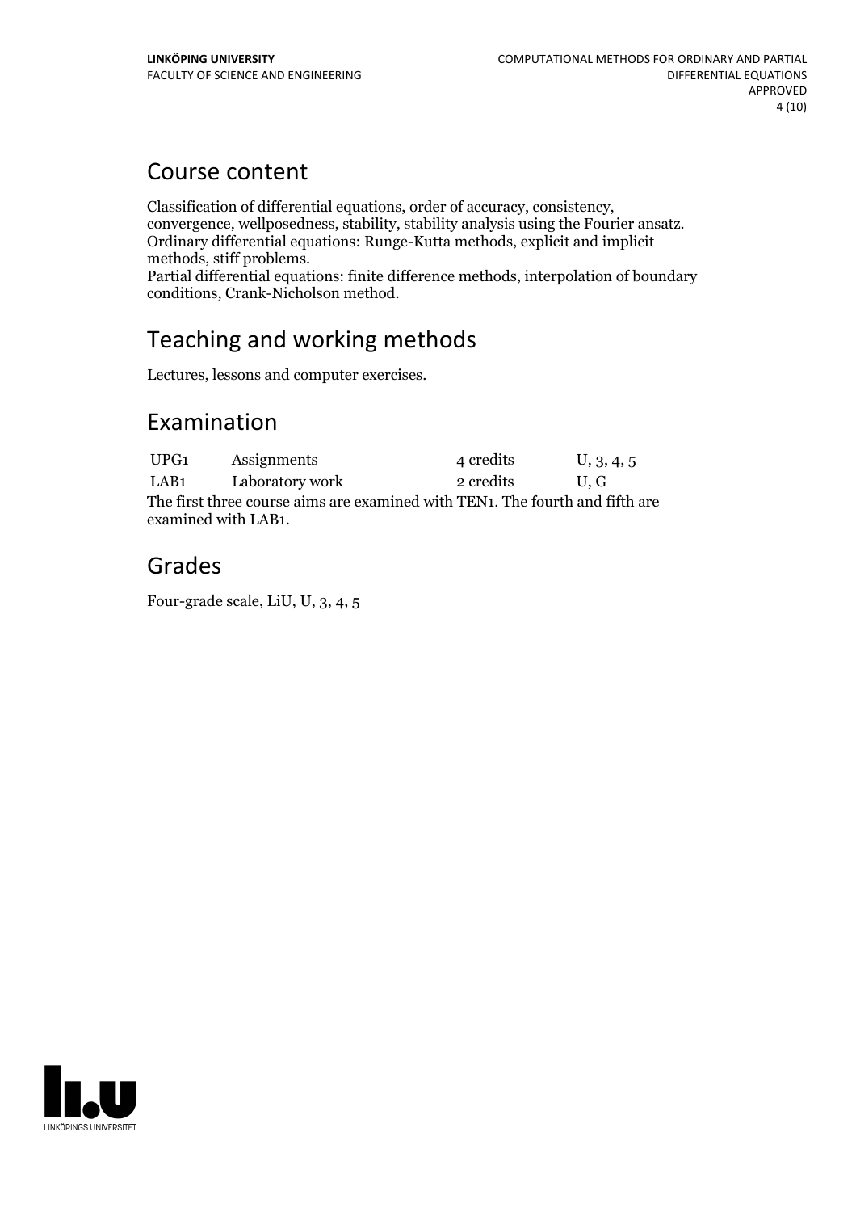## Course content

Classification of differential equations, order of accuracy, consistency, convergence, wellposedness, stability, stability analysis using the Fourier ansatz. Ordinary differential equations: Runge-Kutta methods, explicit and implicit methods, stiff problems.
Partial differential equations: finite difference methods, interpolation of boundary conditions, Crank-Nicholson method.

## Teaching and working methods

Lectures, lessons and computer exercises.

## Examination

| | | | |
|---|---|---|---|
| UPG1 | Assignments | 4 credits | U, 3, 4, 5 |
| LAB1 | Laboratory work | 2 credits | U, G |

The first three course aims are examined with TEN1. The fourth and fifth are examined with LAB1.

## Grades

Four-grade scale, LiU, U, 3, 4, 5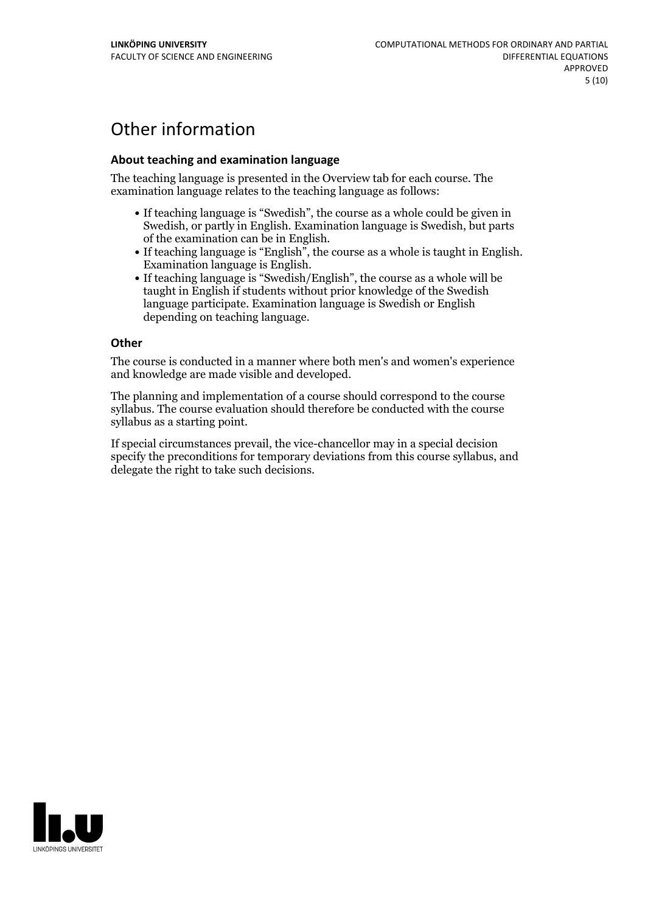# Other information

### About teaching and examination language

The teaching language is presented in the Overview tab for each course. The examination language relates to the teaching language as follows:

- If teaching language is "Swedish", the course as a whole could be given in Swedish, or partly in English. Examination language is Swedish, but parts of the examination can be in English.
- If teaching language is "English", the course as a whole is taught in English. Examination language is English.
- If teaching language is "Swedish/English", the course as a whole will be taught in English if students without prior knowledge of the Swedish language participate. Examination language is Swedish or English depending on teaching language.

### Other

The course is conducted in a manner where both men's and women's experience and knowledge are made visible and developed.

The planning and implementation of a course should correspond to the course syllabus. The course evaluation should therefore be conducted with the course syllabus as a starting point.

If special circumstances prevail, the vice-chancellor may in a special decision specify the preconditions for temporary deviations from this course syllabus, and delegate the right to take such decisions.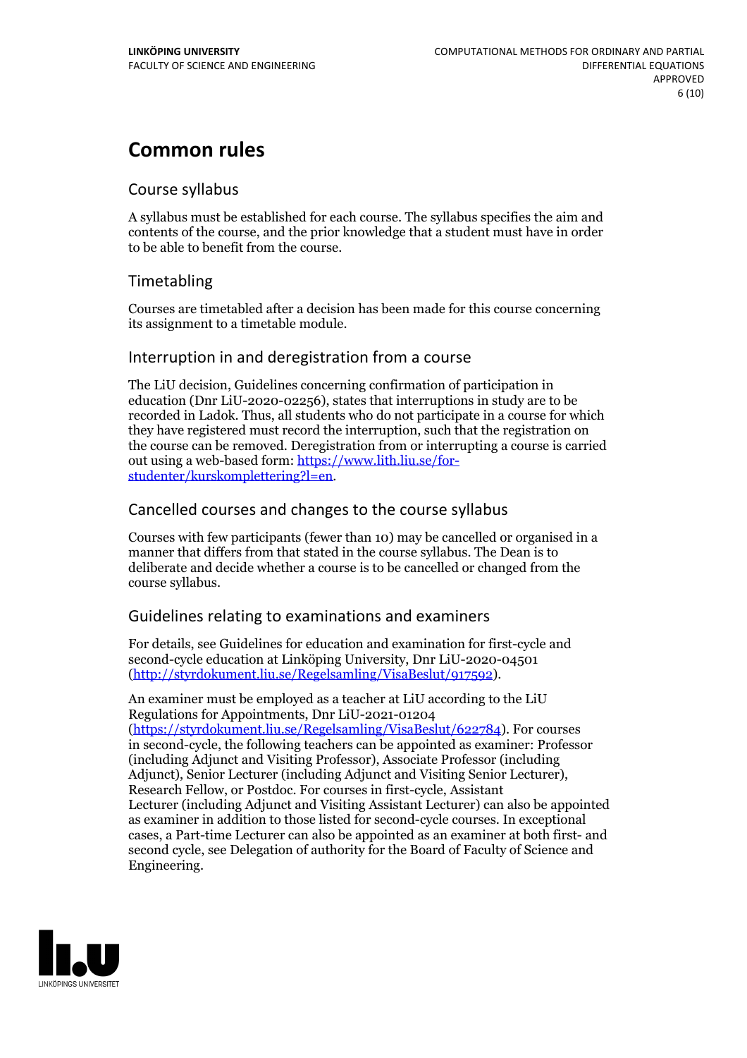# Common rules

## Course syllabus

A syllabus must be established for each course. The syllabus specifies the aim and contents of the course, and the prior knowledge that a student must have in order to be able to benefit from the course.

## Timetabling

Courses are timetabled after a decision has been made for this course concerning its assignment to a timetable module.

## Interruption in and deregistration from a course

The LiU decision, Guidelines concerning confirmation of participation in education (Dnr LiU-2020-02256), states that interruptions in study are to be recorded in Ladok. Thus, all students who do not participate in a course for which they have registered must record the interruption, such that the registration on the course can be removed. Deregistration from or interrupting a course is carried out using a web-based form: [https://www.lith.liu.se/for-studenter/kurskomplettering?l=en](https://www.lith.liu.se/for-studenter/kurskomplettering?l=en).

## Cancelled courses and changes to the course syllabus

Courses with few participants (fewer than 10) may be cancelled or organised in a manner that differs from that stated in the course syllabus. The Dean is to deliberate and decide whether a course is to be cancelled or changed from the course syllabus.

## Guidelines relating to examinations and examiners

For details, see Guidelines for education and examination for first-cycle and second-cycle education at Linköping University, Dnr LiU-2020-04501 ([http://styrdokument.liu.se/Regelsamling/VisaBeslut/917592](http://styrdokument.liu.se/Regelsamling/VisaBeslut/917592)).

An examiner must be employed as a teacher at LiU according to the LiU Regulations for Appointments, Dnr LiU-2021-01204 ([https://styrdokument.liu.se/Regelsamling/VisaBeslut/622784](https://styrdokument.liu.se/Regelsamling/VisaBeslut/622784)). For courses in second-cycle, the following teachers can be appointed as examiner: Professor (including Adjunct and Visiting Professor), Associate Professor (including Adjunct), Senior Lecturer (including Adjunct and Visiting Senior Lecturer), Research Fellow, or Postdoc. For courses in first-cycle, Assistant Lecturer (including Adjunct and Visiting Assistant Lecturer) can also be appointed as examiner in addition to those listed for second-cycle courses. In exceptional cases, a Part-time Lecturer can also be appointed as an examiner at both first- and second cycle, see Delegation of authority for the Board of Faculty of Science and Engineering.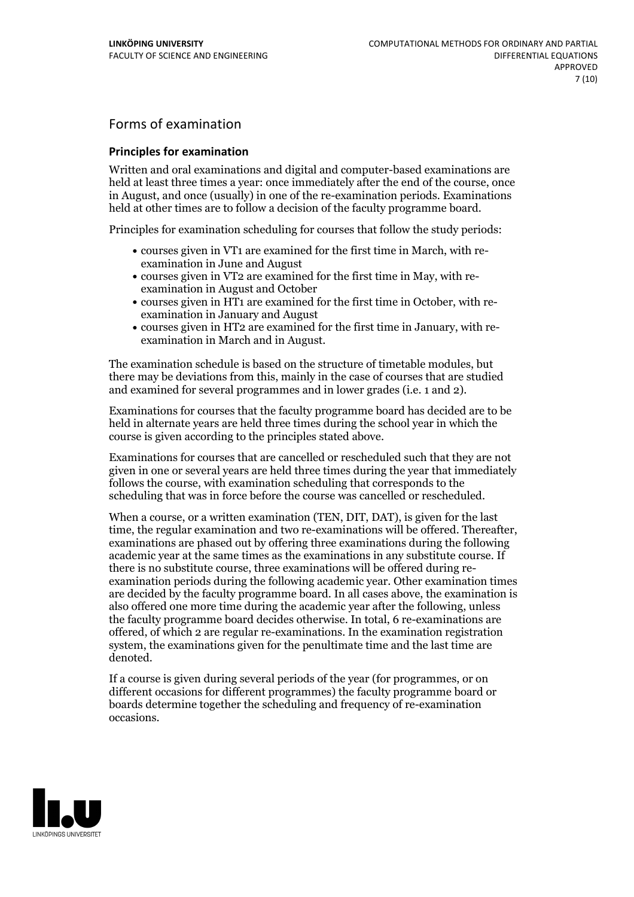## Forms of examination

### Principles for examination

Written and oral examinations and digital and computer-based examinations are held at least three times a year: once immediately after the end of the course, once in August, and once (usually) in one of the re-examination periods. Examinations held at other times are to follow a decision of the faculty programme board.

Principles for examination scheduling for courses that follow the study periods:

- courses given in VT1 are examined for the first time in March, with re-examination in June and August
- courses given in VT2 are examined for the first time in May, with re-examination in August and October
- courses given in HT1 are examined for the first time in October, with re-examination in January and August
- courses given in HT2 are examined for the first time in January, with re-examination in March and in August.

The examination schedule is based on the structure of timetable modules, but there may be deviations from this, mainly in the case of courses that are studied and examined for several programmes and in lower grades (i.e. 1 and 2).

Examinations for courses that the faculty programme board has decided are to be held in alternate years are held three times during the school year in which the course is given according to the principles stated above.

Examinations for courses that are cancelled or rescheduled such that they are not given in one or several years are held three times during the year that immediately follows the course, with examination scheduling that corresponds to the scheduling that was in force before the course was cancelled or rescheduled.

When a course, or a written examination (TEN, DIT, DAT), is given for the last time, the regular examination and two re-examinations will be offered. Thereafter, examinations are phased out by offering three examinations during the following academic year at the same times as the examinations in any substitute course. If there is no substitute course, three examinations will be offered during re-examination periods during the following academic year. Other examination times are decided by the faculty programme board. In all cases above, the examination is also offered one more time during the academic year after the following, unless the faculty programme board decides otherwise. In total, 6 re-examinations are offered, of which 2 are regular re-examinations. In the examination registration system, the examinations given for the penultimate time and the last time are denoted.

If a course is given during several periods of the year (for programmes, or on different occasions for different programmes) the faculty programme board or boards determine together the scheduling and frequency of re-examination occasions.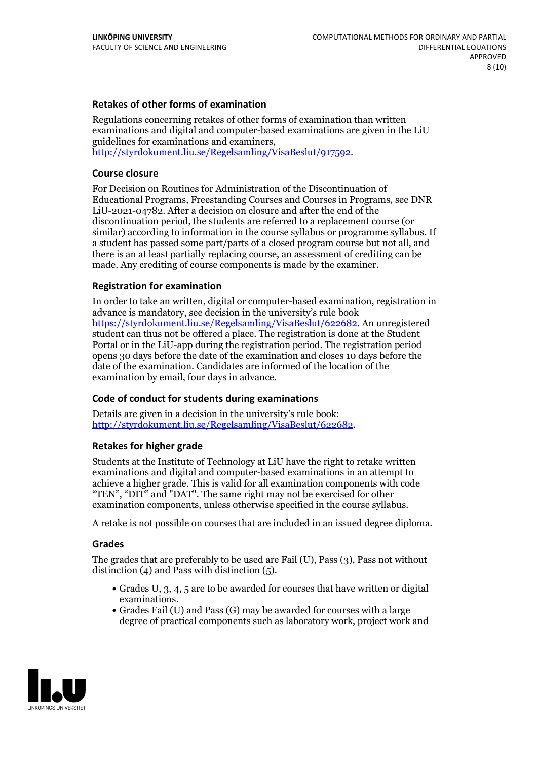### Retakes of other forms of examination

Regulations concerning retakes of other forms of examination than written examinations and digital and computer-based examinations are given in the LiU guidelines for examinations and examiners, http://styrdokument.liu.se/Regelsamling/VisaBeslut/917592.

### Course closure

For Decision on Routines for Administration of the Discontinuation of Educational Programs, Freestanding Courses and Courses in Programs, see DNR LiU-2021-04782. After a decision on closure and after the end of the discontinuation period, the students are referred to a replacement course (or similar) according to information in the course syllabus or programme syllabus. If a student has passed some part/parts of a closed program course but not all, and there is an at least partially replacing course, an assessment of crediting can be made. Any crediting of course components is made by the examiner.

### Registration for examination

In order to take an written, digital or computer-based examination, registration in advance is mandatory, see decision in the university's rule book https://styrdokument.liu.se/Regelsamling/VisaBeslut/622682. An unregistered student can thus not be offered a place. The registration is done at the Student Portal or in the LiU-app during the registration period. The registration period opens 30 days before the date of the examination and closes 10 days before the date of the examination. Candidates are informed of the location of the examination by email, four days in advance.

### Code of conduct for students during examinations

Details are given in a decision in the university's rule book: http://styrdokument.liu.se/Regelsamling/VisaBeslut/622682.

### Retakes for higher grade

Students at the Institute of Technology at LiU have the right to retake written examinations and digital and computer-based examinations in an attempt to achieve a higher grade. This is valid for all examination components with code "TEN", "DIT" and "DAT". The same right may not be exercised for other examination components, unless otherwise specified in the course syllabus.

A retake is not possible on courses that are included in an issued degree diploma.

### Grades

The grades that are preferably to be used are Fail (U), Pass (3), Pass not without distinction (4) and Pass with distinction (5).

- Grades U, 3, 4, 5 are to be awarded for courses that have written or digital examinations.
- Grades Fail (U) and Pass (G) may be awarded for courses with a large degree of practical components such as laboratory work, project work and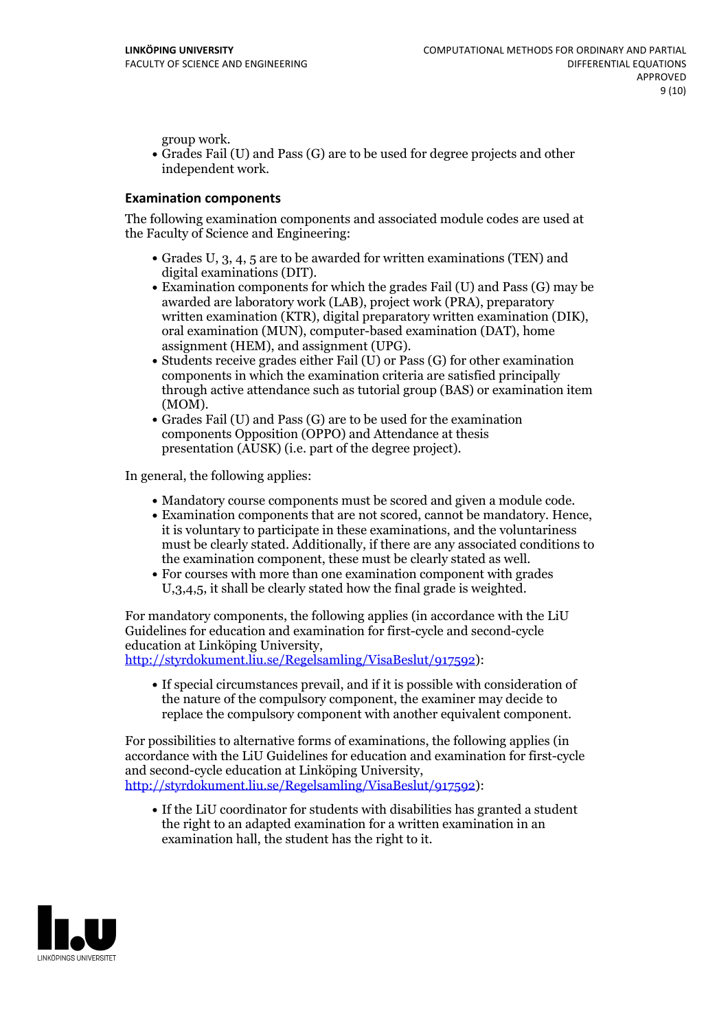group work.

- Grades Fail (U) and Pass (G) are to be used for degree projects and other independent work.

### Examination components

The following examination components and associated module codes are used at the Faculty of Science and Engineering:

- Grades U, 3, 4, 5 are to be awarded for written examinations (TEN) and digital examinations (DIT).
- Examination components for which the grades Fail (U) and Pass (G) may be awarded are laboratory work (LAB), project work (PRA), preparatory written examination (KTR), digital preparatory written examination (DIK), oral examination (MUN), computer-based examination (DAT), home assignment (HEM), and assignment (UPG).
- Students receive grades either Fail (U) or Pass (G) for other examination components in which the examination criteria are satisfied principally through active attendance such as tutorial group (BAS) or examination item (MOM).
- Grades Fail (U) and Pass (G) are to be used for the examination components Opposition (OPPO) and Attendance at thesis presentation (AUSK) (i.e. part of the degree project).

In general, the following applies:

- Mandatory course components must be scored and given a module code.
- Examination components that are not scored, cannot be mandatory. Hence, it is voluntary to participate in these examinations, and the voluntariness must be clearly stated. Additionally, if there are any associated conditions to the examination component, these must be clearly stated as well.
- For courses with more than one examination component with grades U,3,4,5, it shall be clearly stated how the final grade is weighted.

For mandatory components, the following applies (in accordance with the LiU Guidelines for education and examination for first-cycle and second-cycle education at Linköping University, http://styrdokument.liu.se/Regelsamling/VisaBeslut/917592):

- If special circumstances prevail, and if it is possible with consideration of the nature of the compulsory component, the examiner may decide to replace the compulsory component with another equivalent component.

For possibilities to alternative forms of examinations, the following applies (in accordance with the LiU Guidelines for education and examination for first-cycle and second-cycle education at Linköping University, http://styrdokument.liu.se/Regelsamling/VisaBeslut/917592):

- If the LiU coordinator for students with disabilities has granted a student the right to an adapted examination for a written examination in an examination hall, the student has the right to it.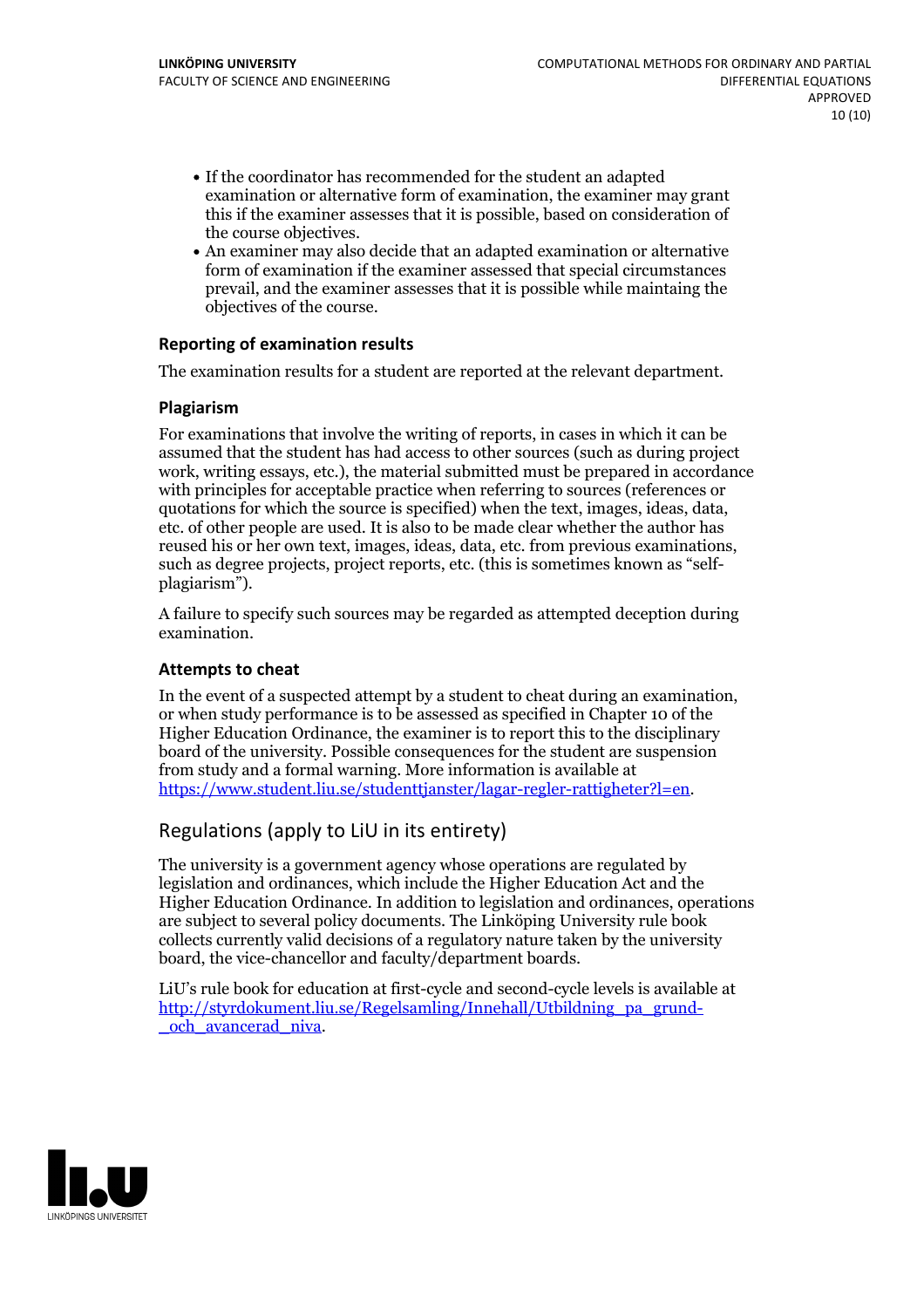- If the coordinator has recommended for the student an adapted examination or alternative form of examination, the examiner may grant this if the examiner assesses that it is possible, based on consideration of the course objectives.
- An examiner may also decide that an adapted examination or alternative form of examination if the examiner assessed that special circumstances prevail, and the examiner assesses that it is possible while maintaing the objectives of the course.

### Reporting of examination results

The examination results for a student are reported at the relevant department.

### Plagiarism

For examinations that involve the writing of reports, in cases in which it can be assumed that the student has had access to other sources (such as during project work, writing essays, etc.), the material submitted must be prepared in accordance with principles for acceptable practice when referring to sources (references or quotations for which the source is specified) when the text, images, ideas, data, etc. of other people are used. It is also to be made clear whether the author has reused his or her own text, images, ideas, data, etc. from previous examinations, such as degree projects, project reports, etc. (this is sometimes known as "self-plagiarism").

A failure to specify such sources may be regarded as attempted deception during examination.

### Attempts to cheat

In the event of a suspected attempt by a student to cheat during an examination, or when study performance is to be assessed as specified in Chapter 10 of the Higher Education Ordinance, the examiner is to report this to the disciplinary board of the university. Possible consequences for the student are suspension from study and a formal warning. More information is available at https://www.student.liu.se/studenttjanster/lagar-regler-rattigheter?l=en.

## Regulations (apply to LiU in its entirety)

The university is a government agency whose operations are regulated by legislation and ordinances, which include the Higher Education Act and the Higher Education Ordinance. In addition to legislation and ordinances, operations are subject to several policy documents. The Linköping University rule book collects currently valid decisions of a regulatory nature taken by the university board, the vice-chancellor and faculty/department boards.

LiU's rule book for education at first-cycle and second-cycle levels is available at http://styrdokument.liu.se/Regelsamling/Innehall/Utbildning_pa_grund-_och_avancerad_niva.